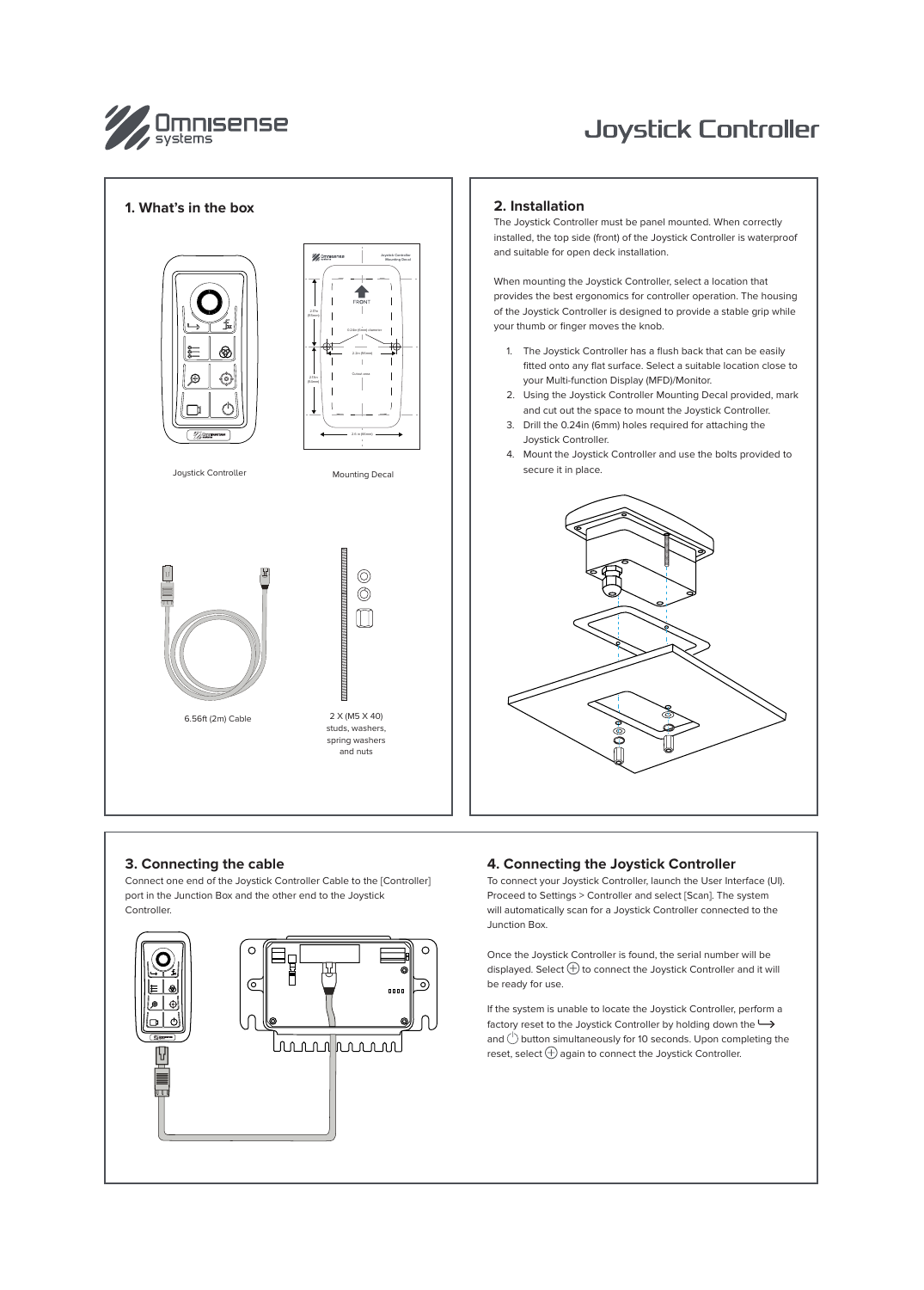# Omnisense systems

# Joystick Controller

## 1. What's in the box

Joystick Controller

Mounting Decal

6.56ft (2m) Cable

2 X (M5 X 40) studs, washers, spring washers and nuts

## 2. Installation

The Joystick Controller must be panel mounted. When correctly installed, the top side (front) of the Joystick Controller is waterproof and suitable for open deck installation.

When mounting the Joystick Controller, select a location that provides the best ergonomics for controller operation. The housing of the Joystick Controller is designed to provide a stable grip while your thumb or finger moves the knob.

1. The Joystick Controller has a flush back that can be easily fitted onto any flat surface. Select a suitable location close to your Multi-function Display (MFD)/Monitor.
2. Using the Joystick Controller Mounting Decal provided, mark and cut out the space to mount the Joystick Controller.
3. Drill the 0.24in (6mm) holes required for attaching the Joystick Controller.
4. Mount the Joystick Controller and use the bolts provided to secure it in place.

## 3. Connecting the cable

Connect one end of the Joystick Controller Cable to the [Controller] port in the Junction Box and the other end to the Joystick Controller.

## 4. Connecting the Joystick Controller

To connect your Joystick Controller, launch the User Interface (UI). Proceed to Settings > Controller and select [Scan]. The system will automatically scan for a Joystick Controller connected to the Junction Box.

Once the Joystick Controller is found, the serial number will be displayed. Select ⊕ to connect the Joystick Controller and it will be ready for use.

If the system is unable to locate the Joystick Controller, perform a factory reset to the Joystick Controller by holding down the ↪ and ⏻ button simultaneously for 10 seconds. Upon completing the reset, select ⊕ again to connect the Joystick Controller.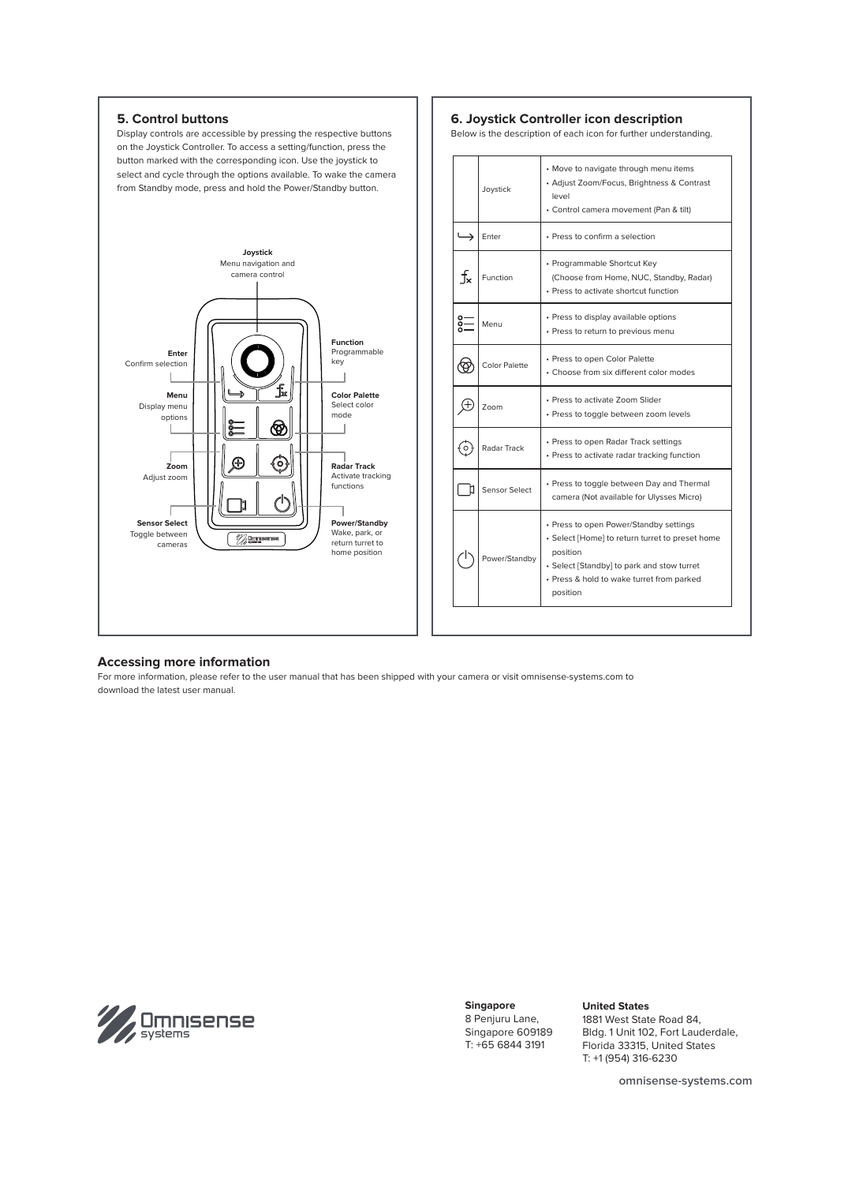## 5. Control buttons

Display controls are accessible by pressing the respective buttons on the Joystick Controller. To access a setting/function, press the button marked with the corresponding icon. Use the joystick to select and cycle through the options available. To wake the camera from Standby mode, press and hold the Power/Standby button.

**Joystick**
Menu navigation and camera control

**Enter**
Confirm selection

**Function**
Programmable key

**Menu**
Display menu options

**Color Palette**
Select color mode

**Zoom**
Adjust zoom

**Radar Track**
Activate tracking functions

**Sensor Select**
Toggle between cameras

**Power/Standby**
Wake, park, or return turret to home position

## 6. Joystick Controller icon description

Below is the description of each icon for further understanding.

| | | |
|---|---|---|
| | Joystick | • Move to navigate through menu items<br>• Adjust Zoom/Focus, Brightness & Contrast level<br>• Control camera movement (Pan & tilt) |
| | Enter | • Press to confirm a selection |
| | Function | • Programmable Shortcut Key (Choose from Home, NUC, Standby, Radar)<br>• Press to activate shortcut function |
| | Menu | • Press to display available options<br>• Press to return to previous menu |
| | Color Palette | • Press to open Color Palette<br>• Choose from six different color modes |
| | Zoom | • Press to activate Zoom Slider<br>• Press to toggle between zoom levels |
| | Radar Track | • Press to open Radar Track settings<br>• Press to activate radar tracking function |
| | Sensor Select | • Press to toggle between Day and Thermal camera (Not available for Ulysses Micro) |
| | Power/Standby | • Press to open Power/Standby settings<br>• Select [Home] to return turret to preset home position<br>• Select [Standby] to park and stow turret<br>• Press & hold to wake turret from parked position |

### Accessing more information

For more information, please refer to the user manual that has been shipped with your camera or visit omnisense-systems.com to download the latest user manual.

Omnisense systems

**Singapore**
8 Penjuru Lane,
Singapore 609189
T: +65 6844 3191

**United States**
1881 West State Road 84,
Bldg. 1 Unit 102, Fort Lauderdale,
Florida 33315, United States
T: +1 (954) 316-6230

omnisense-systems.com